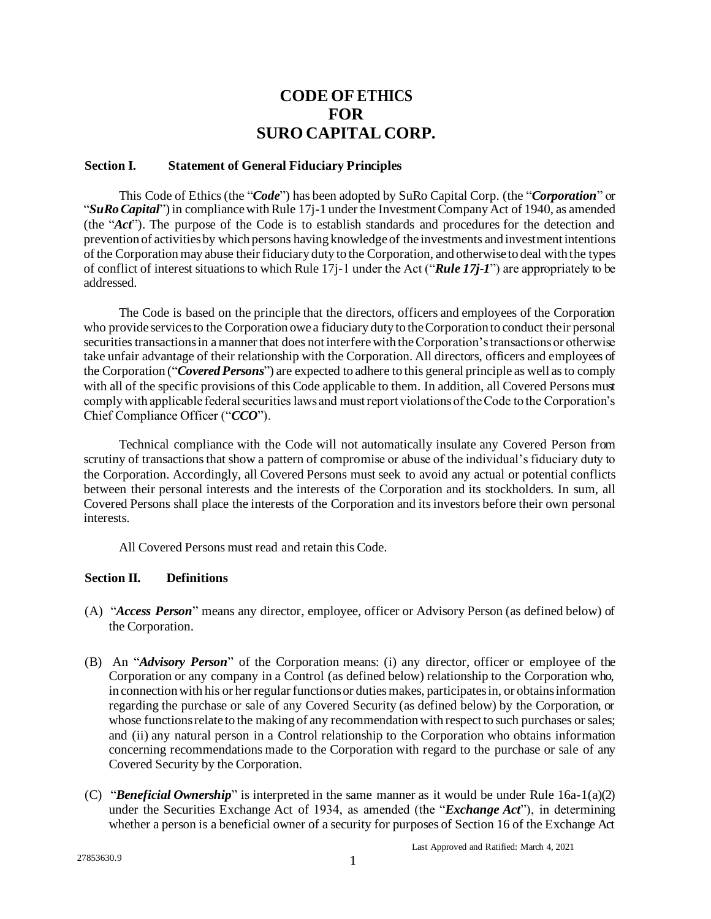# CODE OF ETHICS
# FOR
# SURO CAPITAL CORP.

## Section I. Statement of General Fiduciary Principles

This Code of Ethics (the "***Code***") has been adopted by SuRo Capital Corp. (the "***Corporation***" or "***SuRo Capital***") in compliance with Rule 17j-1 under the Investment Company Act of 1940, as amended (the "***Act***"). The purpose of the Code is to establish standards and procedures for the detection and prevention of activities by which persons having knowledge of the investments and investment intentions of the Corporation may abuse their fiduciary duty to the Corporation, and otherwise to deal with the types of conflict of interest situations to which Rule 17j-1 under the Act ("***Rule 17j-1***") are appropriately to be addressed.

The Code is based on the principle that the directors, officers and employees of the Corporation who provide services to the Corporation owe a fiduciary duty to the Corporation to conduct their personal securities transactions in a manner that does not interfere with the Corporation's transactions or otherwise take unfair advantage of their relationship with the Corporation. All directors, officers and employees of the Corporation ("***Covered Persons***") are expected to adhere to this general principle as well as to comply with all of the specific provisions of this Code applicable to them. In addition, all Covered Persons must comply with applicable federal securities laws and must report violations of the Code to the Corporation's Chief Compliance Officer ("***CCO***").

Technical compliance with the Code will not automatically insulate any Covered Person from scrutiny of transactions that show a pattern of compromise or abuse of the individual's fiduciary duty to the Corporation. Accordingly, all Covered Persons must seek to avoid any actual or potential conflicts between their personal interests and the interests of the Corporation and its stockholders. In sum, all Covered Persons shall place the interests of the Corporation and its investors before their own personal interests.

All Covered Persons must read and retain this Code.

## Section II. Definitions

(A) "***Access Person***" means any director, employee, officer or Advisory Person (as defined below) of the Corporation.

(B) An "***Advisory Person***" of the Corporation means: (i) any director, officer or employee of the Corporation or any company in a Control (as defined below) relationship to the Corporation who, in connection with his or her regular functions or duties makes, participates in, or obtains information regarding the purchase or sale of any Covered Security (as defined below) by the Corporation, or whose functions relate to the making of any recommendation with respect to such purchases or sales; and (ii) any natural person in a Control relationship to the Corporation who obtains information concerning recommendations made to the Corporation with regard to the purchase or sale of any Covered Security by the Corporation.

(C) "***Beneficial Ownership***" is interpreted in the same manner as it would be under Rule 16a-1(a)(2) under the Securities Exchange Act of 1934, as amended (the "***Exchange Act***"), in determining whether a person is a beneficial owner of a security for purposes of Section 16 of the Exchange Act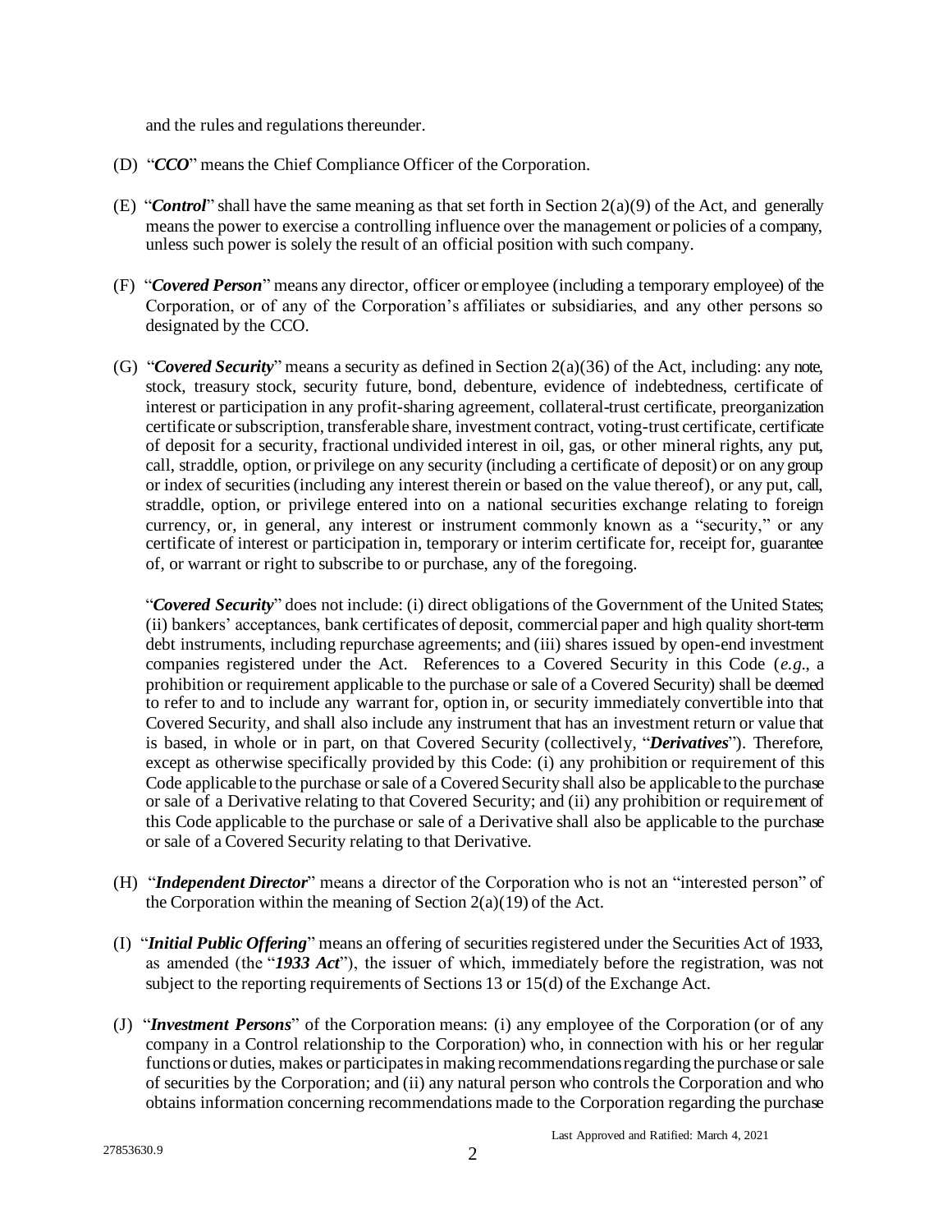and the rules and regulations thereunder.

(D) "***CCO***" means the Chief Compliance Officer of the Corporation.

(E) "***Control***" shall have the same meaning as that set forth in Section 2(a)(9) of the Act, and generally means the power to exercise a controlling influence over the management or policies of a company, unless such power is solely the result of an official position with such company.

(F) "***Covered Person***" means any director, officer or employee (including a temporary employee) of the Corporation, or of any of the Corporation's affiliates or subsidiaries, and any other persons so designated by the CCO.

(G) "***Covered Security***" means a security as defined in Section 2(a)(36) of the Act, including: any note, stock, treasury stock, security future, bond, debenture, evidence of indebtedness, certificate of interest or participation in any profit-sharing agreement, collateral-trust certificate, preorganization certificate or subscription, transferable share, investment contract, voting-trust certificate, certificate of deposit for a security, fractional undivided interest in oil, gas, or other mineral rights, any put, call, straddle, option, or privilege on any security (including a certificate of deposit) or on any group or index of securities (including any interest therein or based on the value thereof), or any put, call, straddle, option, or privilege entered into on a national securities exchange relating to foreign currency, or, in general, any interest or instrument commonly known as a "security," or any certificate of interest or participation in, temporary or interim certificate for, receipt for, guarantee of, or warrant or right to subscribe to or purchase, any of the foregoing.

"***Covered Security***" does not include: (i) direct obligations of the Government of the United States; (ii) bankers' acceptances, bank certificates of deposit, commercial paper and high quality short-term debt instruments, including repurchase agreements; and (iii) shares issued by open-end investment companies registered under the Act. References to a Covered Security in this Code (*e.g*., a prohibition or requirement applicable to the purchase or sale of a Covered Security) shall be deemed to refer to and to include any warrant for, option in, or security immediately convertible into that Covered Security, and shall also include any instrument that has an investment return or value that is based, in whole or in part, on that Covered Security (collectively, "***Derivatives***"). Therefore, except as otherwise specifically provided by this Code: (i) any prohibition or requirement of this Code applicable to the purchase or sale of a Covered Security shall also be applicable to the purchase or sale of a Derivative relating to that Covered Security; and (ii) any prohibition or requirement of this Code applicable to the purchase or sale of a Derivative shall also be applicable to the purchase or sale of a Covered Security relating to that Derivative.

(H) "***Independent Director***" means a director of the Corporation who is not an "interested person" of the Corporation within the meaning of Section 2(a)(19) of the Act.

(I) "***Initial Public Offering***" means an offering of securities registered under the Securities Act of 1933, as amended (the "***1933 Act***"), the issuer of which, immediately before the registration, was not subject to the reporting requirements of Sections 13 or 15(d) of the Exchange Act.

(J) "***Investment Persons***" of the Corporation means: (i) any employee of the Corporation (or of any company in a Control relationship to the Corporation) who, in connection with his or her regular functions or duties, makes or participates in making recommendations regarding the purchase or sale of securities by the Corporation; and (ii) any natural person who controls the Corporation and who obtains information concerning recommendations made to the Corporation regarding the purchase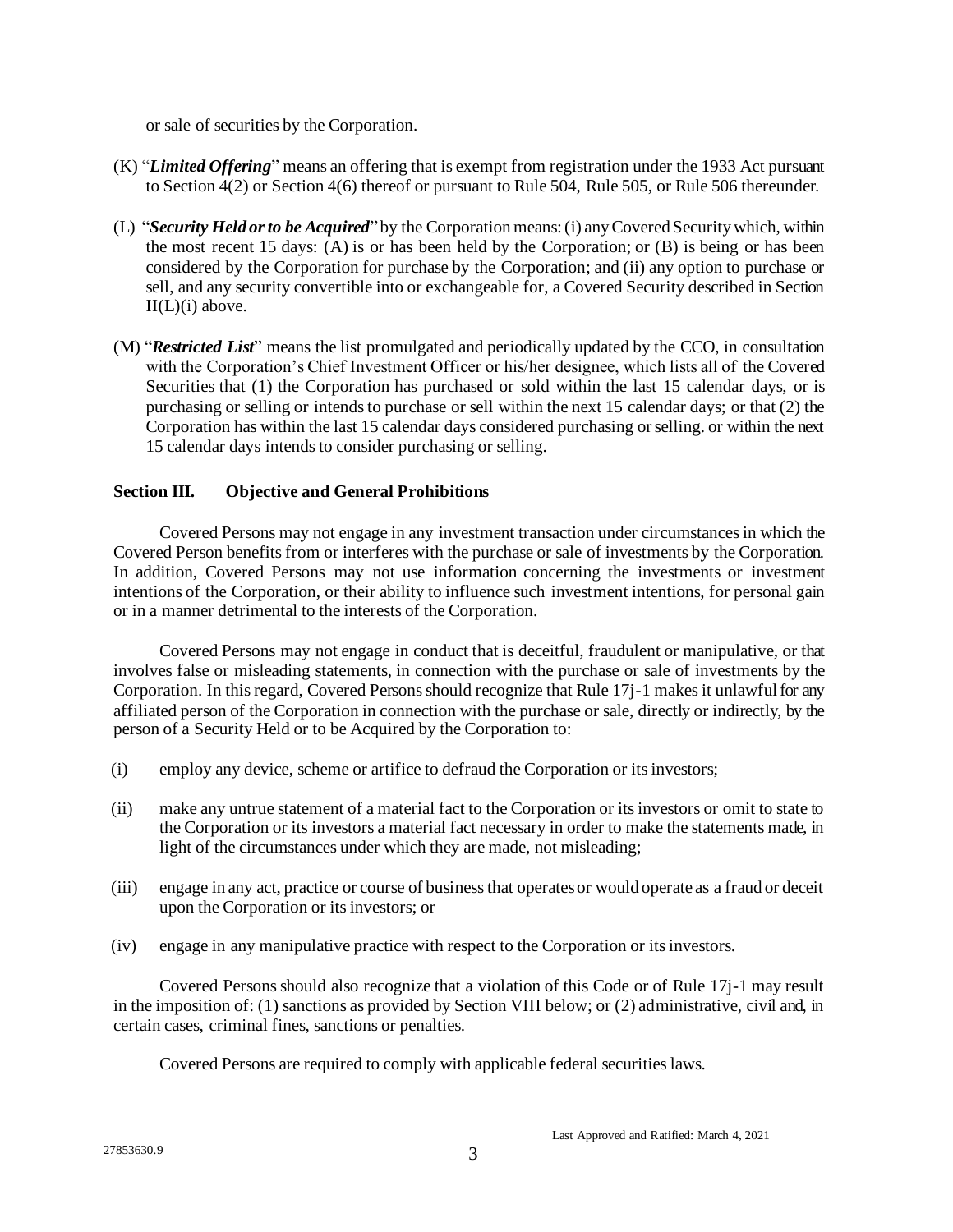or sale of securities by the Corporation.

(K) "***Limited Offering***" means an offering that is exempt from registration under the 1933 Act pursuant to Section 4(2) or Section 4(6) thereof or pursuant to Rule 504, Rule 505, or Rule 506 thereunder.

(L) "***Security Held or to be Acquired***" by the Corporation means: (i) any Covered Security which, within the most recent 15 days: (A) is or has been held by the Corporation; or (B) is being or has been considered by the Corporation for purchase by the Corporation; and (ii) any option to purchase or sell, and any security convertible into or exchangeable for, a Covered Security described in Section II(L)(i) above.

(M) "***Restricted List***" means the list promulgated and periodically updated by the CCO, in consultation with the Corporation's Chief Investment Officer or his/her designee, which lists all of the Covered Securities that (1) the Corporation has purchased or sold within the last 15 calendar days, or is purchasing or selling or intends to purchase or sell within the next 15 calendar days; or that (2) the Corporation has within the last 15 calendar days considered purchasing or selling. or within the next 15 calendar days intends to consider purchasing or selling.

## Section III. Objective and General Prohibitions

Covered Persons may not engage in any investment transaction under circumstances in which the Covered Person benefits from or interferes with the purchase or sale of investments by the Corporation. In addition, Covered Persons may not use information concerning the investments or investment intentions of the Corporation, or their ability to influence such investment intentions, for personal gain or in a manner detrimental to the interests of the Corporation.

Covered Persons may not engage in conduct that is deceitful, fraudulent or manipulative, or that involves false or misleading statements, in connection with the purchase or sale of investments by the Corporation. In this regard, Covered Persons should recognize that Rule 17j-1 makes it unlawful for any affiliated person of the Corporation in connection with the purchase or sale, directly or indirectly, by the person of a Security Held or to be Acquired by the Corporation to:

(i) employ any device, scheme or artifice to defraud the Corporation or its investors;

(ii) make any untrue statement of a material fact to the Corporation or its investors or omit to state to the Corporation or its investors a material fact necessary in order to make the statements made, in light of the circumstances under which they are made, not misleading;

(iii) engage in any act, practice or course of business that operates or would operate as a fraud or deceit upon the Corporation or its investors; or

(iv) engage in any manipulative practice with respect to the Corporation or its investors.

Covered Persons should also recognize that a violation of this Code or of Rule 17j-1 may result in the imposition of: (1) sanctions as provided by Section VIII below; or (2) administrative, civil and, in certain cases, criminal fines, sanctions or penalties.

Covered Persons are required to comply with applicable federal securities laws.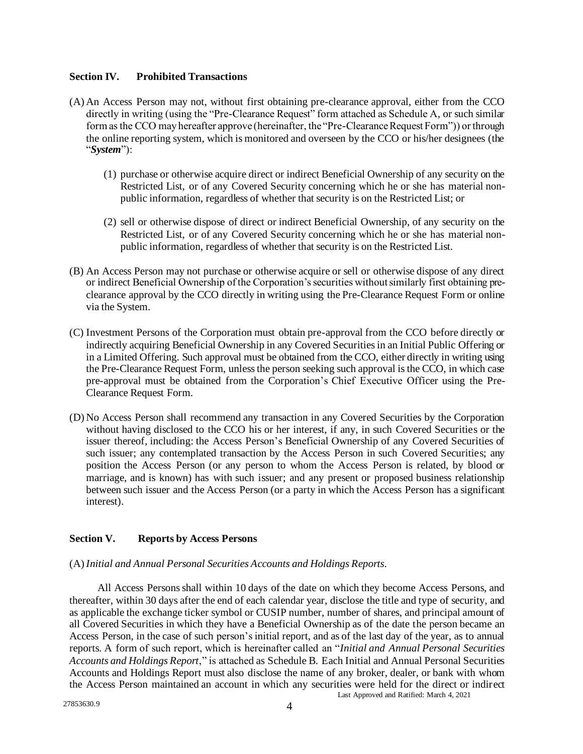## Section IV. Prohibited Transactions

(A) An Access Person may not, without first obtaining pre-clearance approval, either from the CCO directly in writing (using the "Pre-Clearance Request" form attached as Schedule A, or such similar form as the CCO may hereafter approve (hereinafter, the "Pre-Clearance Request Form")) or through the online reporting system, which is monitored and overseen by the CCO or his/her designees (the "***System***"):

> (1) purchase or otherwise acquire direct or indirect Beneficial Ownership of any security on the Restricted List, or of any Covered Security concerning which he or she has material non-public information, regardless of whether that security is on the Restricted List; or
>
> (2) sell or otherwise dispose of direct or indirect Beneficial Ownership, of any security on the Restricted List, or of any Covered Security concerning which he or she has material non-public information, regardless of whether that security is on the Restricted List.

(B) An Access Person may not purchase or otherwise acquire or sell or otherwise dispose of any direct or indirect Beneficial Ownership of the Corporation's securities without similarly first obtaining pre-clearance approval by the CCO directly in writing using the Pre-Clearance Request Form or online via the System.

(C) Investment Persons of the Corporation must obtain pre-approval from the CCO before directly or indirectly acquiring Beneficial Ownership in any Covered Securities in an Initial Public Offering or in a Limited Offering. Such approval must be obtained from the CCO, either directly in writing using the Pre-Clearance Request Form, unless the person seeking such approval is the CCO, in which case pre-approval must be obtained from the Corporation's Chief Executive Officer using the Pre-Clearance Request Form.

(D) No Access Person shall recommend any transaction in any Covered Securities by the Corporation without having disclosed to the CCO his or her interest, if any, in such Covered Securities or the issuer thereof, including: the Access Person's Beneficial Ownership of any Covered Securities of such issuer; any contemplated transaction by the Access Person in such Covered Securities; any position the Access Person (or any person to whom the Access Person is related, by blood or marriage, and is known) has with such issuer; and any present or proposed business relationship between such issuer and the Access Person (or a party in which the Access Person has a significant interest).

## Section V. Reports by Access Persons

(A) *Initial and Annual Personal Securities Accounts and Holdings Reports.*

All Access Persons shall within 10 days of the date on which they become Access Persons, and thereafter, within 30 days after the end of each calendar year, disclose the title and type of security, and as applicable the exchange ticker symbol or CUSIP number, number of shares, and principal amount of all Covered Securities in which they have a Beneficial Ownership as of the date the person became an Access Person, in the case of such person's initial report, and as of the last day of the year, as to annual reports. A form of such report, which is hereinafter called an "*Initial and Annual Personal Securities Accounts and Holdings Report*," is attached as Schedule B. Each Initial and Annual Personal Securities Accounts and Holdings Report must also disclose the name of any broker, dealer, or bank with whom the Access Person maintained an account in which any securities were held for the direct or indirect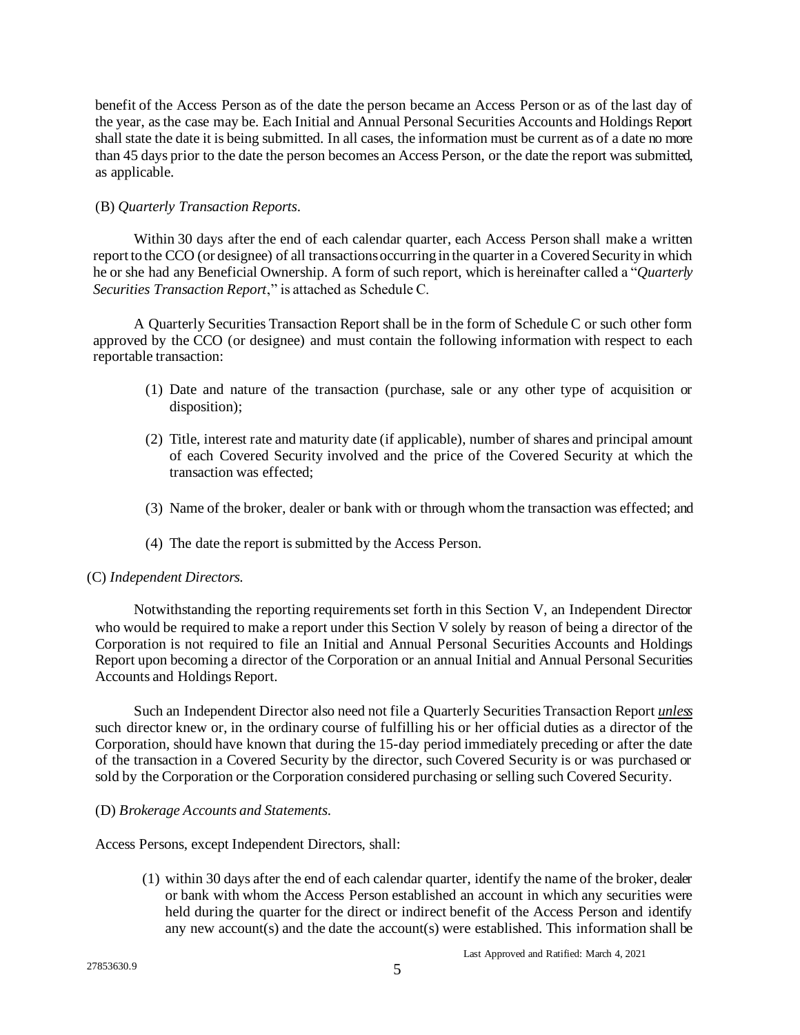benefit of the Access Person as of the date the person became an Access Person or as of the last day of the year, as the case may be. Each Initial and Annual Personal Securities Accounts and Holdings Report shall state the date it is being submitted. In all cases, the information must be current as of a date no more than 45 days prior to the date the person becomes an Access Person, or the date the report was submitted, as applicable.

(B) *Quarterly Transaction Reports*.

Within 30 days after the end of each calendar quarter, each Access Person shall make a written report to the CCO (or designee) of all transactions occurring in the quarter in a Covered Security in which he or she had any Beneficial Ownership. A form of such report, which is hereinafter called a "*Quarterly Securities Transaction Report*," is attached as Schedule C.

A Quarterly Securities Transaction Report shall be in the form of Schedule C or such other form approved by the CCO (or designee) and must contain the following information with respect to each reportable transaction:

(1) Date and nature of the transaction (purchase, sale or any other type of acquisition or disposition);

(2) Title, interest rate and maturity date (if applicable), number of shares and principal amount of each Covered Security involved and the price of the Covered Security at which the transaction was effected;

(3) Name of the broker, dealer or bank with or through whom the transaction was effected; and

(4) The date the report is submitted by the Access Person.

(C) *Independent Directors.*

Notwithstanding the reporting requirements set forth in this Section V, an Independent Director who would be required to make a report under this Section V solely by reason of being a director of the Corporation is not required to file an Initial and Annual Personal Securities Accounts and Holdings Report upon becoming a director of the Corporation or an annual Initial and Annual Personal Securities Accounts and Holdings Report.

Such an Independent Director also need not file a Quarterly Securities Transaction Report ***unless*** such director knew or, in the ordinary course of fulfilling his or her official duties as a director of the Corporation, should have known that during the 15-day period immediately preceding or after the date of the transaction in a Covered Security by the director, such Covered Security is or was purchased or sold by the Corporation or the Corporation considered purchasing or selling such Covered Security.

(D) *Brokerage Accounts and Statements.*

Access Persons, except Independent Directors, shall:

(1) within 30 days after the end of each calendar quarter, identify the name of the broker, dealer or bank with whom the Access Person established an account in which any securities were held during the quarter for the direct or indirect benefit of the Access Person and identify any new account(s) and the date the account(s) were established. This information shall be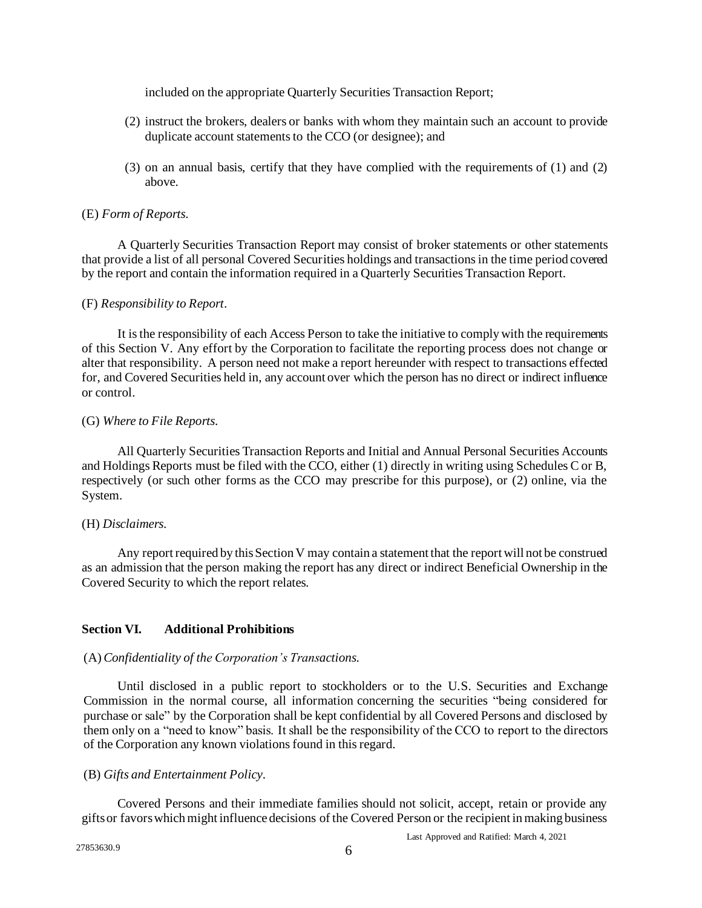included on the appropriate Quarterly Securities Transaction Report;

(2) instruct the brokers, dealers or banks with whom they maintain such an account to provide duplicate account statements to the CCO (or designee); and

(3) on an annual basis, certify that they have complied with the requirements of (1) and (2) above.

(E) *Form of Reports.*

A Quarterly Securities Transaction Report may consist of broker statements or other statements that provide a list of all personal Covered Securities holdings and transactions in the time period covered by the report and contain the information required in a Quarterly Securities Transaction Report.

(F) *Responsibility to Report*.

It is the responsibility of each Access Person to take the initiative to comply with the requirements of this Section V. Any effort by the Corporation to facilitate the reporting process does not change or alter that responsibility. A person need not make a report hereunder with respect to transactions effected for, and Covered Securities held in, any account over which the person has no direct or indirect influence or control.

(G) *Where to File Reports.*

All Quarterly Securities Transaction Reports and Initial and Annual Personal Securities Accounts and Holdings Reports must be filed with the CCO, either (1) directly in writing using Schedules C or B, respectively (or such other forms as the CCO may prescribe for this purpose), or (2) online, via the System.

(H) *Disclaimers.*

Any report required by this Section V may contain a statement that the report will not be construed as an admission that the person making the report has any direct or indirect Beneficial Ownership in the Covered Security to which the report relates.

## Section VI. Additional Prohibitions

(A) *Confidentiality of the Corporation's Transactions.*

Until disclosed in a public report to stockholders or to the U.S. Securities and Exchange Commission in the normal course, all information concerning the securities "being considered for purchase or sale" by the Corporation shall be kept confidential by all Covered Persons and disclosed by them only on a "need to know" basis. It shall be the responsibility of the CCO to report to the directors of the Corporation any known violations found in this regard.

(B) *Gifts and Entertainment Policy*.

Covered Persons and their immediate families should not solicit, accept, retain or provide any gifts or favors which might influence decisions of the Covered Person or the recipient in making business

Last Approved and Ratified: March 4, 2021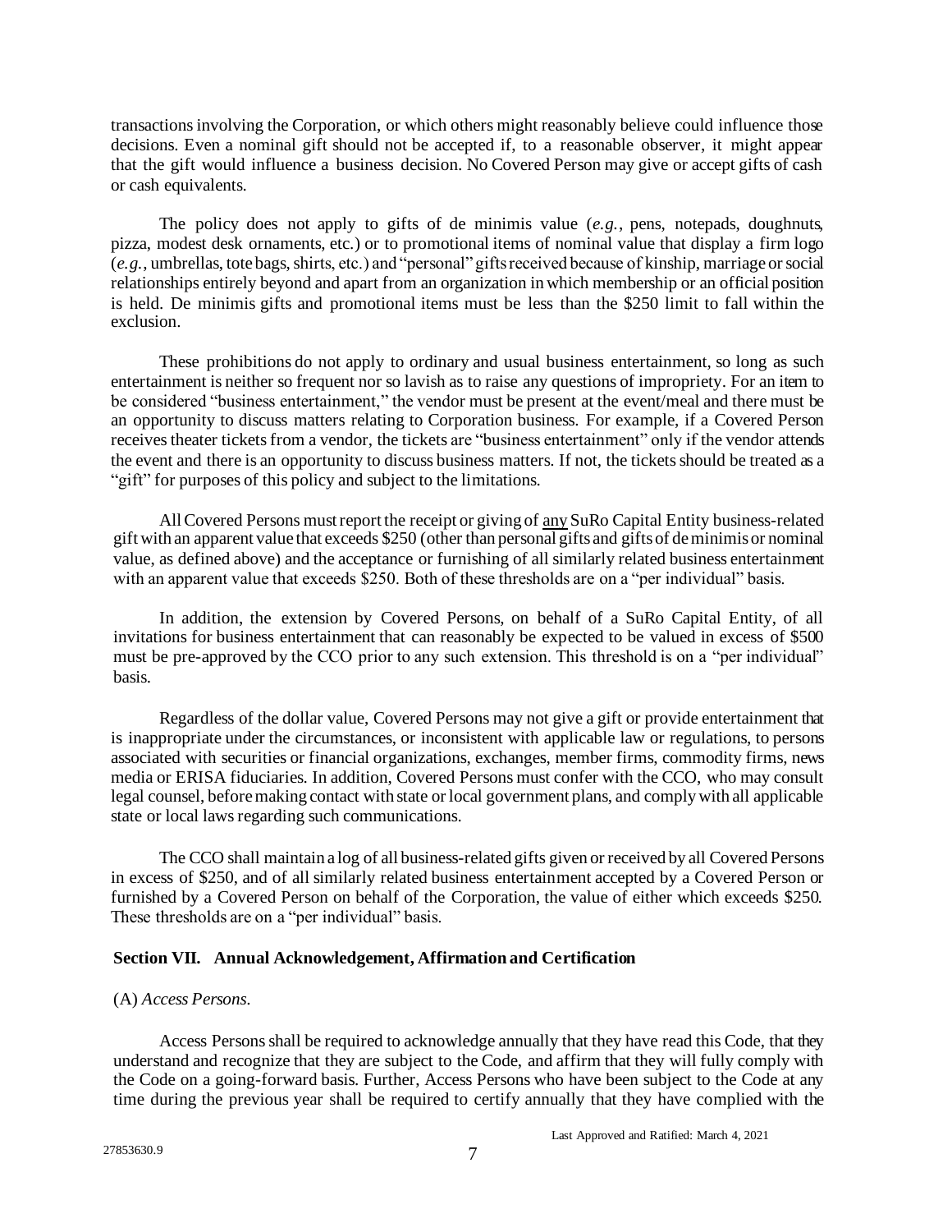transactions involving the Corporation, or which others might reasonably believe could influence those decisions. Even a nominal gift should not be accepted if, to a reasonable observer, it might appear that the gift would influence a business decision. No Covered Person may give or accept gifts of cash or cash equivalents.

The policy does not apply to gifts of de minimis value (*e.g.*, pens, notepads, doughnuts, pizza, modest desk ornaments, etc.) or to promotional items of nominal value that display a firm logo (*e.g.*, umbrellas, tote bags, shirts, etc.) and "personal" gifts received because of kinship, marriage or social relationships entirely beyond and apart from an organization in which membership or an official position is held. De minimis gifts and promotional items must be less than the $250 limit to fall within the exclusion.

These prohibitions do not apply to ordinary and usual business entertainment, so long as such entertainment is neither so frequent nor so lavish as to raise any questions of impropriety. For an item to be considered "business entertainment," the vendor must be present at the event/meal and there must be an opportunity to discuss matters relating to Corporation business. For example, if a Covered Person receives theater tickets from a vendor, the tickets are "business entertainment" only if the vendor attends the event and there is an opportunity to discuss business matters. If not, the tickets should be treated as a "gift" for purposes of this policy and subject to the limitations.

All Covered Persons must report the receipt or giving of any SuRo Capital Entity business-related gift with an apparent value that exceeds $250 (other than personal gifts and gifts of de minimis or nominal value, as defined above) and the acceptance or furnishing of all similarly related business entertainment with an apparent value that exceeds $250. Both of these thresholds are on a "per individual" basis.

In addition, the extension by Covered Persons, on behalf of a SuRo Capital Entity, of all invitations for business entertainment that can reasonably be expected to be valued in excess of $500 must be pre-approved by the CCO prior to any such extension. This threshold is on a "per individual" basis.

Regardless of the dollar value, Covered Persons may not give a gift or provide entertainment that is inappropriate under the circumstances, or inconsistent with applicable law or regulations, to persons associated with securities or financial organizations, exchanges, member firms, commodity firms, news media or ERISA fiduciaries. In addition, Covered Persons must confer with the CCO, who may consult legal counsel, before making contact with state or local government plans, and comply with all applicable state or local laws regarding such communications.

The CCO shall maintain a log of all business-related gifts given or received by all Covered Persons in excess of $250, and of all similarly related business entertainment accepted by a Covered Person or furnished by a Covered Person on behalf of the Corporation, the value of either which exceeds $250. These thresholds are on a "per individual" basis.

## Section VII. Annual Acknowledgement, Affirmation and Certification

(A) *Access Persons.*

Access Persons shall be required to acknowledge annually that they have read this Code, that they understand and recognize that they are subject to the Code, and affirm that they will fully comply with the Code on a going-forward basis. Further, Access Persons who have been subject to the Code at any time during the previous year shall be required to certify annually that they have complied with the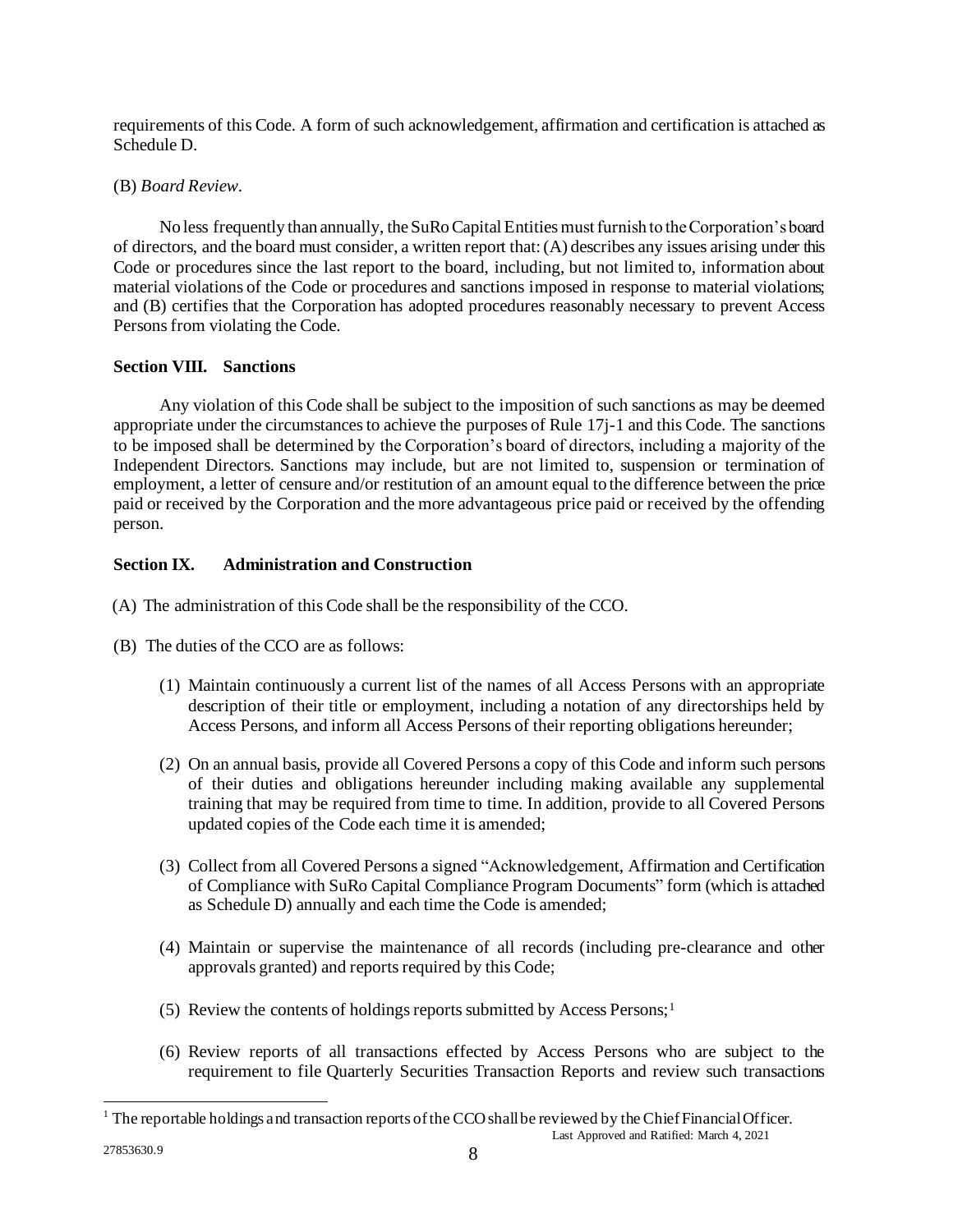requirements of this Code. A form of such acknowledgement, affirmation and certification is attached as Schedule D.

(B) *Board Review*.

No less frequently than annually, the SuRo Capital Entities must furnish to the Corporation's board of directors, and the board must consider, a written report that: (A) describes any issues arising under this Code or procedures since the last report to the board, including, but not limited to, information about material violations of the Code or procedures and sanctions imposed in response to material violations; and (B) certifies that the Corporation has adopted procedures reasonably necessary to prevent Access Persons from violating the Code.

**Section VIII. Sanctions**

Any violation of this Code shall be subject to the imposition of such sanctions as may be deemed appropriate under the circumstances to achieve the purposes of Rule 17j-1 and this Code. The sanctions to be imposed shall be determined by the Corporation's board of directors, including a majority of the Independent Directors. Sanctions may include, but are not limited to, suspension or termination of employment, a letter of censure and/or restitution of an amount equal to the difference between the price paid or received by the Corporation and the more advantageous price paid or received by the offending person.

**Section IX. Administration and Construction**

(A) The administration of this Code shall be the responsibility of the CCO.

(B) The duties of the CCO are as follows:

(1) Maintain continuously a current list of the names of all Access Persons with an appropriate description of their title or employment, including a notation of any directorships held by Access Persons, and inform all Access Persons of their reporting obligations hereunder;

(2) On an annual basis, provide all Covered Persons a copy of this Code and inform such persons of their duties and obligations hereunder including making available any supplemental training that may be required from time to time. In addition, provide to all Covered Persons updated copies of the Code each time it is amended;

(3) Collect from all Covered Persons a signed "Acknowledgement, Affirmation and Certification of Compliance with SuRo Capital Compliance Program Documents" form (which is attached as Schedule D) annually and each time the Code is amended;

(4) Maintain or supervise the maintenance of all records (including pre-clearance and other approvals granted) and reports required by this Code;

(5) Review the contents of holdings reports submitted by Access Persons;[1]

(6) Review reports of all transactions effected by Access Persons who are subject to the requirement to file Quarterly Securities Transaction Reports and review such transactions

[1] The reportable holdings and transaction reports of the CCO shall be reviewed by the Chief Financial Officer.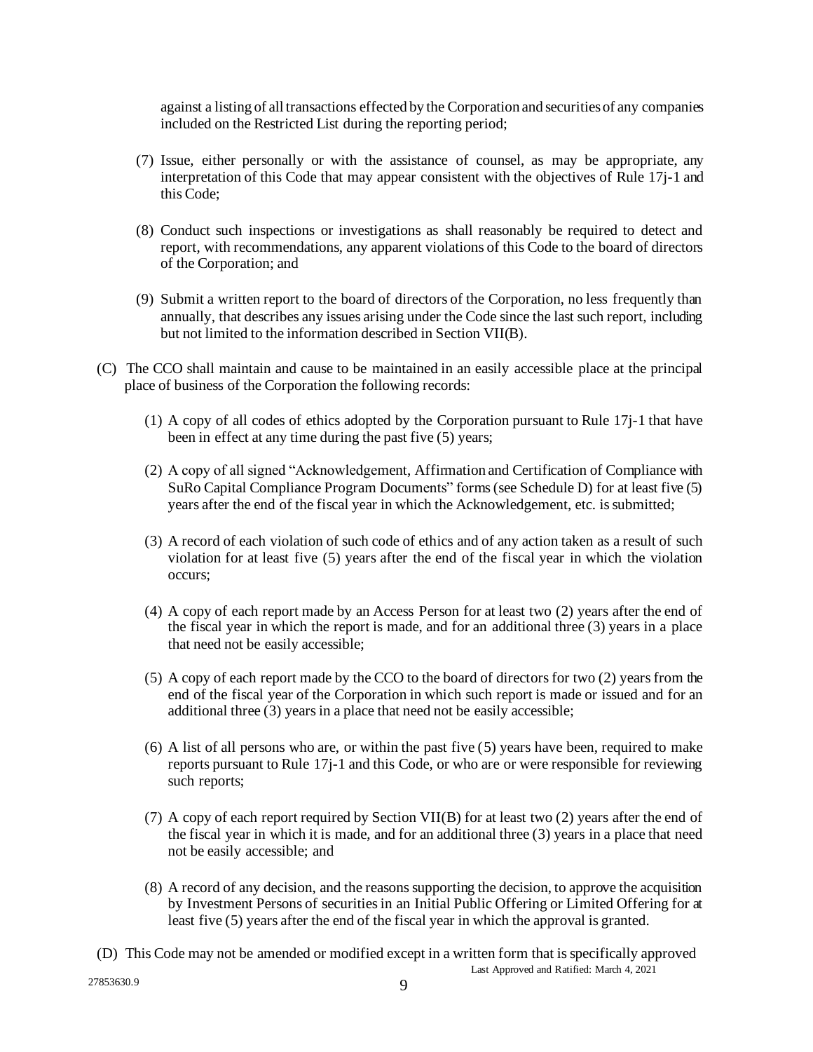against a listing of all transactions effected by the Corporation and securities of any companies included on the Restricted List during the reporting period;

(7) Issue, either personally or with the assistance of counsel, as may be appropriate, any interpretation of this Code that may appear consistent with the objectives of Rule 17j-1 and this Code;

(8) Conduct such inspections or investigations as shall reasonably be required to detect and report, with recommendations, any apparent violations of this Code to the board of directors of the Corporation; and

(9) Submit a written report to the board of directors of the Corporation, no less frequently than annually, that describes any issues arising under the Code since the last such report, including but not limited to the information described in Section VII(B).

(C) The CCO shall maintain and cause to be maintained in an easily accessible place at the principal place of business of the Corporation the following records:

(1) A copy of all codes of ethics adopted by the Corporation pursuant to Rule 17j-1 that have been in effect at any time during the past five (5) years;

(2) A copy of all signed "Acknowledgement, Affirmation and Certification of Compliance with SuRo Capital Compliance Program Documents" forms (see Schedule D) for at least five (5) years after the end of the fiscal year in which the Acknowledgement, etc. is submitted;

(3) A record of each violation of such code of ethics and of any action taken as a result of such violation for at least five (5) years after the end of the fiscal year in which the violation occurs;

(4) A copy of each report made by an Access Person for at least two (2) years after the end of the fiscal year in which the report is made, and for an additional three (3) years in a place that need not be easily accessible;

(5) A copy of each report made by the CCO to the board of directors for two (2) years from the end of the fiscal year of the Corporation in which such report is made or issued and for an additional three (3) years in a place that need not be easily accessible;

(6) A list of all persons who are, or within the past five (5) years have been, required to make reports pursuant to Rule 17j-1 and this Code, or who are or were responsible for reviewing such reports;

(7) A copy of each report required by Section VII(B) for at least two (2) years after the end of the fiscal year in which it is made, and for an additional three (3) years in a place that need not be easily accessible; and

(8) A record of any decision, and the reasons supporting the decision, to approve the acquisition by Investment Persons of securities in an Initial Public Offering or Limited Offering for at least five (5) years after the end of the fiscal year in which the approval is granted.

(D) This Code may not be amended or modified except in a written form that is specifically approved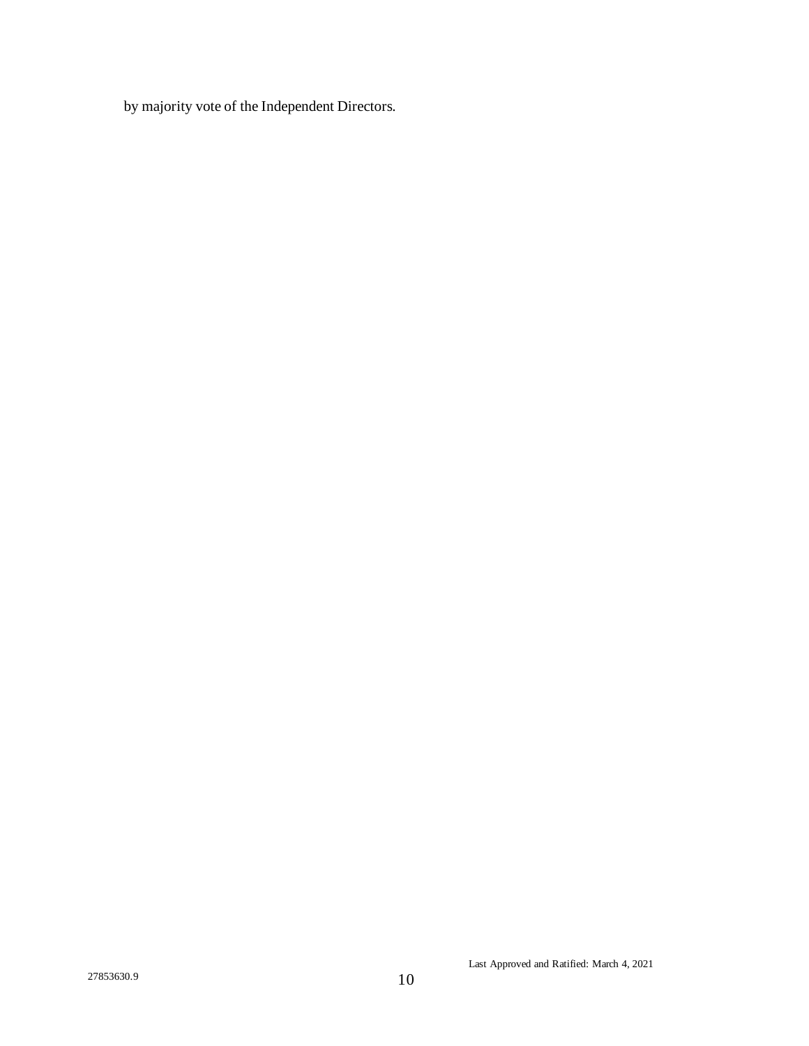by majority vote of the Independent Directors.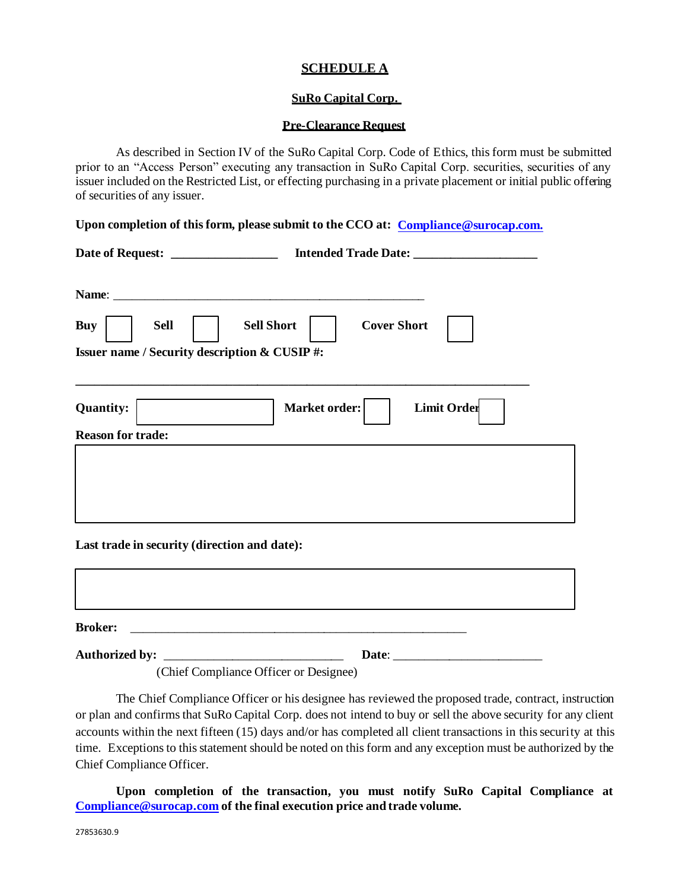## SCHEDULE A

### SuRo Capital Corp.

### Pre-Clearance Request

As described in Section IV of the SuRo Capital Corp. Code of Ethics, this form must be submitted prior to an "Access Person" executing any transaction in SuRo Capital Corp. securities, securities of any issuer included on the Restricted List, or effecting purchasing in a private placement or initial public offering of securities of any issuer.

**Upon completion of this form, please submit to the CCO at: Compliance@surocap.com.**

**Date of Request:** ________________ **Intended Trade Date:** ___________________

**Name**: ________________________________________________

**Buy** ☐ **Sell** ☐ **Sell Short** ☐ **Cover Short** ☐

**Issuer name / Security description & CUSIP #:**

______________________________________________________________________

**Quantity:** ☐ **Market order:** ☐ **Limit Order** ☐

**Reason for trade:**

☐

**Last trade in security (direction and date):**

☐

**Broker:** ____________________________________________________

**Authorized by:** ____________________________ **Date**: _______________________
(Chief Compliance Officer or Designee)

The Chief Compliance Officer or his designee has reviewed the proposed trade, contract, instruction or plan and confirms that SuRo Capital Corp. does not intend to buy or sell the above security for any client accounts within the next fifteen (15) days and/or has completed all client transactions in this security at this time. Exceptions to this statement should be noted on this form and any exception must be authorized by the Chief Compliance Officer.

**Upon completion of the transaction, you must notify SuRo Capital Compliance at Compliance@surocap.com of the final execution price and trade volume.**

27853630.9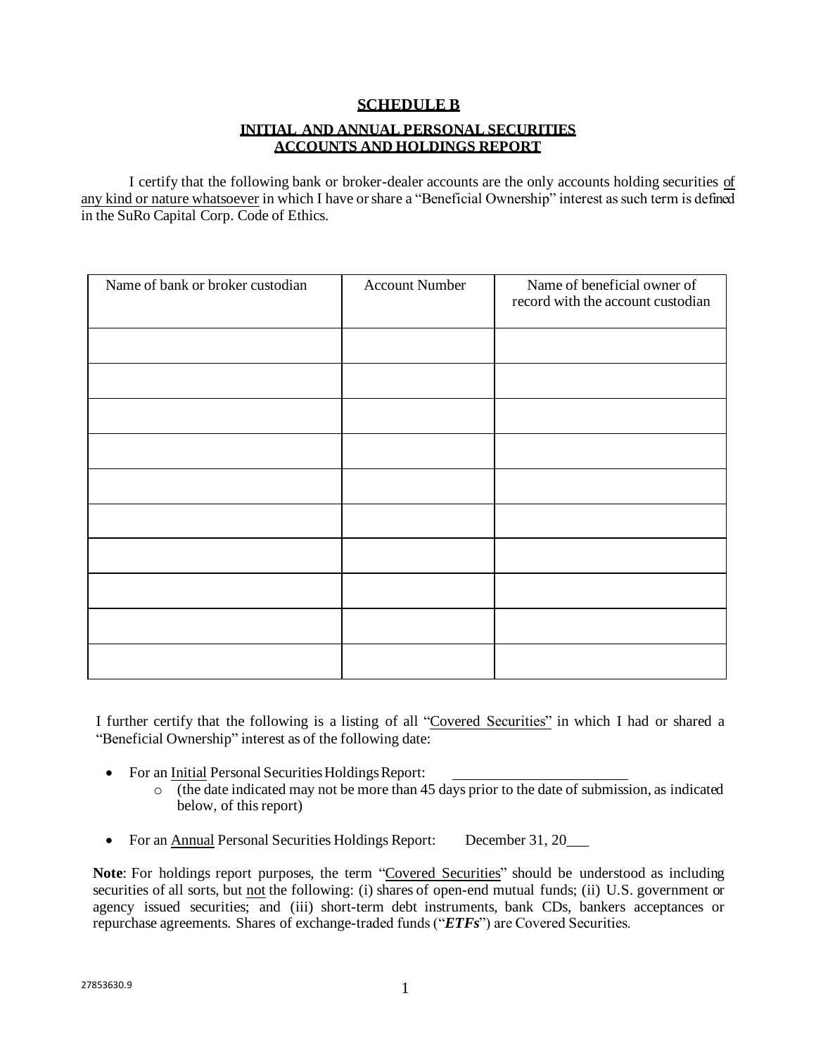## SCHEDULE B

### INITIAL AND ANNUAL PERSONAL SECURITIES ACCOUNTS AND HOLDINGS REPORT

I certify that the following bank or broker-dealer accounts are the only accounts holding securities of any kind or nature whatsoever in which I have or share a "Beneficial Ownership" interest as such term is defined in the SuRo Capital Corp. Code of Ethics.

| Name of bank or broker custodian | Account Number | Name of beneficial owner of record with the account custodian |
|---|---|---|
| | | |
| | | |
| | | |
| | | |
| | | |
| | | |
| | | |
| | | |
| | | |
| | | |

I further certify that the following is a listing of all "Covered Securities" in which I had or shared a "Beneficial Ownership" interest as of the following date:

- For an Initial Personal Securities Holdings Report: \_\_\_\_\_\_\_\_\_\_\_\_\_\_\_\_\_\_\_\_\_\_\_\_
  - (the date indicated may not be more than 45 days prior to the date of submission, as indicated below, of this report)

- For an Annual Personal Securities Holdings Report: December 31, 20\_\_\_

**Note**: For holdings report purposes, the term "Covered Securities" should be understood as including securities of all sorts, but not the following: (i) shares of open-end mutual funds; (ii) U.S. government or agency issued securities; and (iii) short-term debt instruments, bank CDs, bankers acceptances or repurchase agreements. Shares of exchange-traded funds ("***ETFs***") are Covered Securities.

27853630.9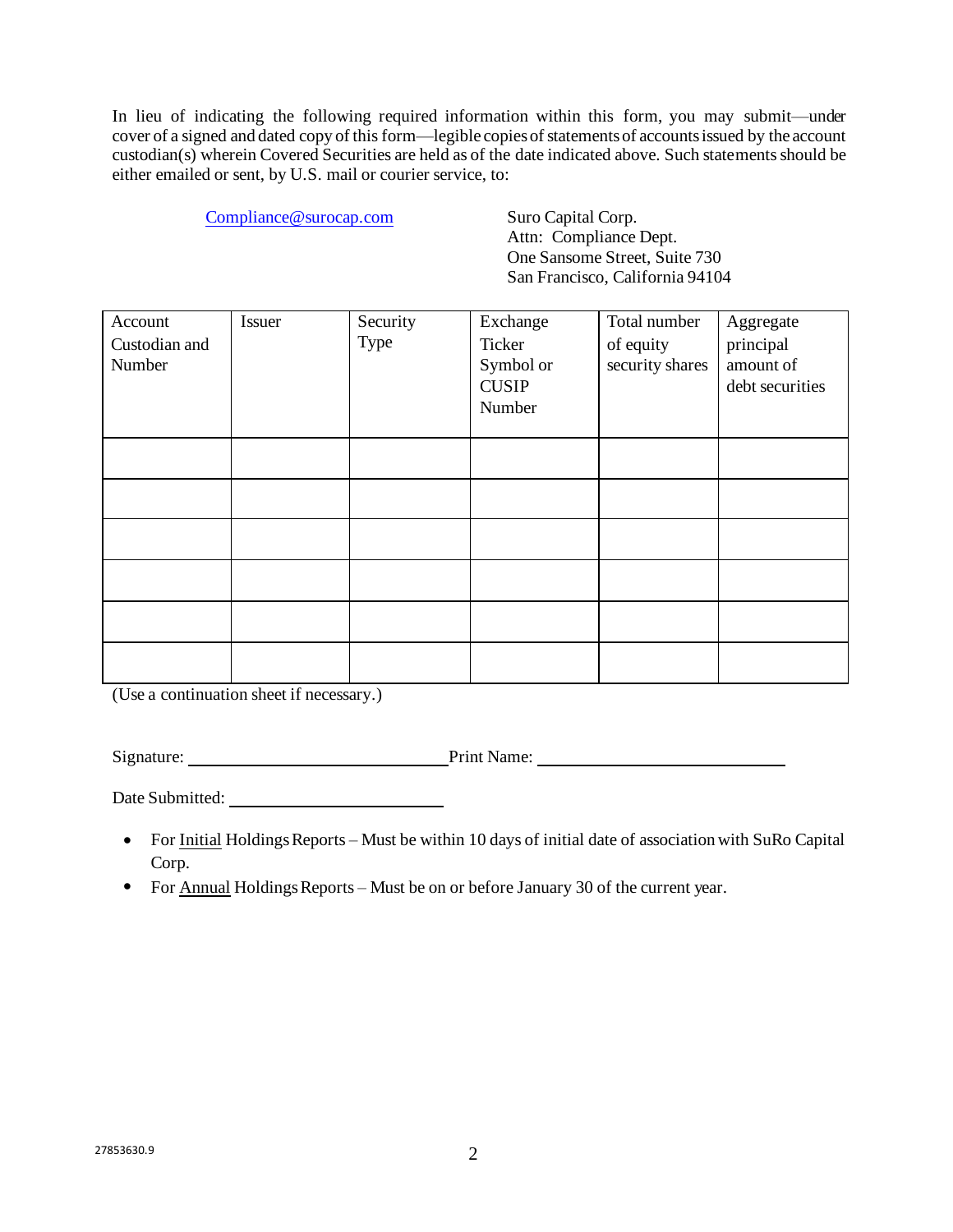In lieu of indicating the following required information within this form, you may submit—under cover of a signed and dated copy of this form—legible copies of statements of accounts issued by the account custodian(s) wherein Covered Securities are held as of the date indicated above. Such statements should be either emailed or sent, by U.S. mail or courier service, to:

[Compliance@surocap.com](mailto:Compliance@surocap.com)

Suro Capital Corp.
Attn: Compliance Dept.
One Sansome Street, Suite 730
San Francisco, California 94104

| Account Custodian and Number | Issuer | Security Type | Exchange Ticker Symbol or CUSIP Number | Total number of equity security shares | Aggregate principal amount of debt securities |
|---|---|---|---|---|---|
| | | | | | |
| | | | | | |
| | | | | | |
| | | | | | |
| | | | | | |
| | | | | | |

(Use a continuation sheet if necessary.)

Signature: ______________________________ Print Name: ______________________________

Date Submitted: ________________________

- For <u>Initial</u> Holdings Reports – Must be within 10 days of initial date of association with SuRo Capital Corp.
- For <u>Annual</u> Holdings Reports – Must be on or before January 30 of the current year.

27853630.9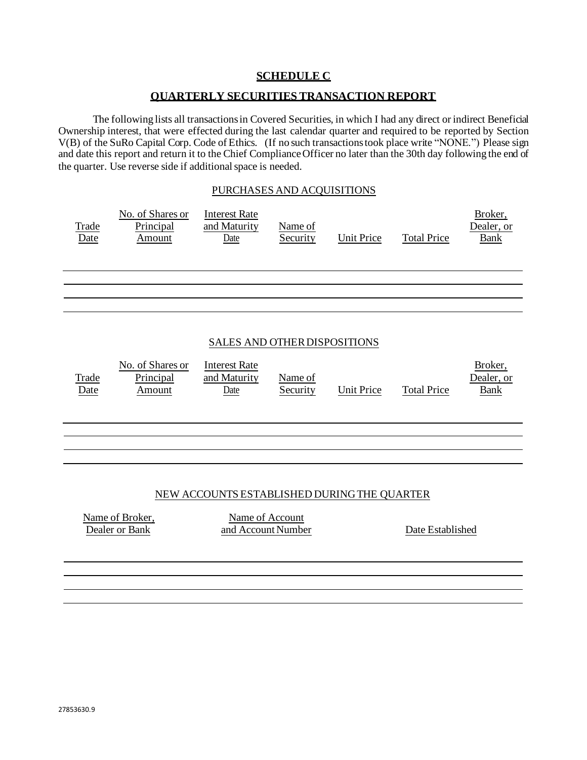## SCHEDULE C

## QUARTERLY SECURITIES TRANSACTION REPORT

The following lists all transactions in Covered Securities, in which I had any direct or indirect Beneficial Ownership interest, that were effected during the last calendar quarter and required to be reported by Section V(B) of the SuRo Capital Corp. Code of Ethics. (If no such transactions took place write "NONE.") Please sign and date this report and return it to the Chief Compliance Officer no later than the 30th day following the end of the quarter. Use reverse side if additional space is needed.

PURCHASES AND ACQUISITIONS

| Trade Date | No. of Shares or Principal Amount | Interest Rate and Maturity Date | Name of Security | Unit Price | Total Price | Broker, Dealer, or Bank |
|---|---|---|---|---|---|---|
| | | | | | | |
| | | | | | | |
| | | | | | | |
| | | | | | | |

SALES AND OTHER DISPOSITIONS

| Trade Date | No. of Shares or Principal Amount | Interest Rate and Maturity Date | Name of Security | Unit Price | Total Price | Broker, Dealer, or Bank |
|---|---|---|---|---|---|---|
| | | | | | | |
| | | | | | | |
| | | | | | | |

NEW ACCOUNTS ESTABLISHED DURING THE QUARTER

| Name of Broker, Dealer or Bank | Name of Account and Account Number | Date Established |
|---|---|---|
| | | |
| | | |
| | | |
| | | |

27853630.9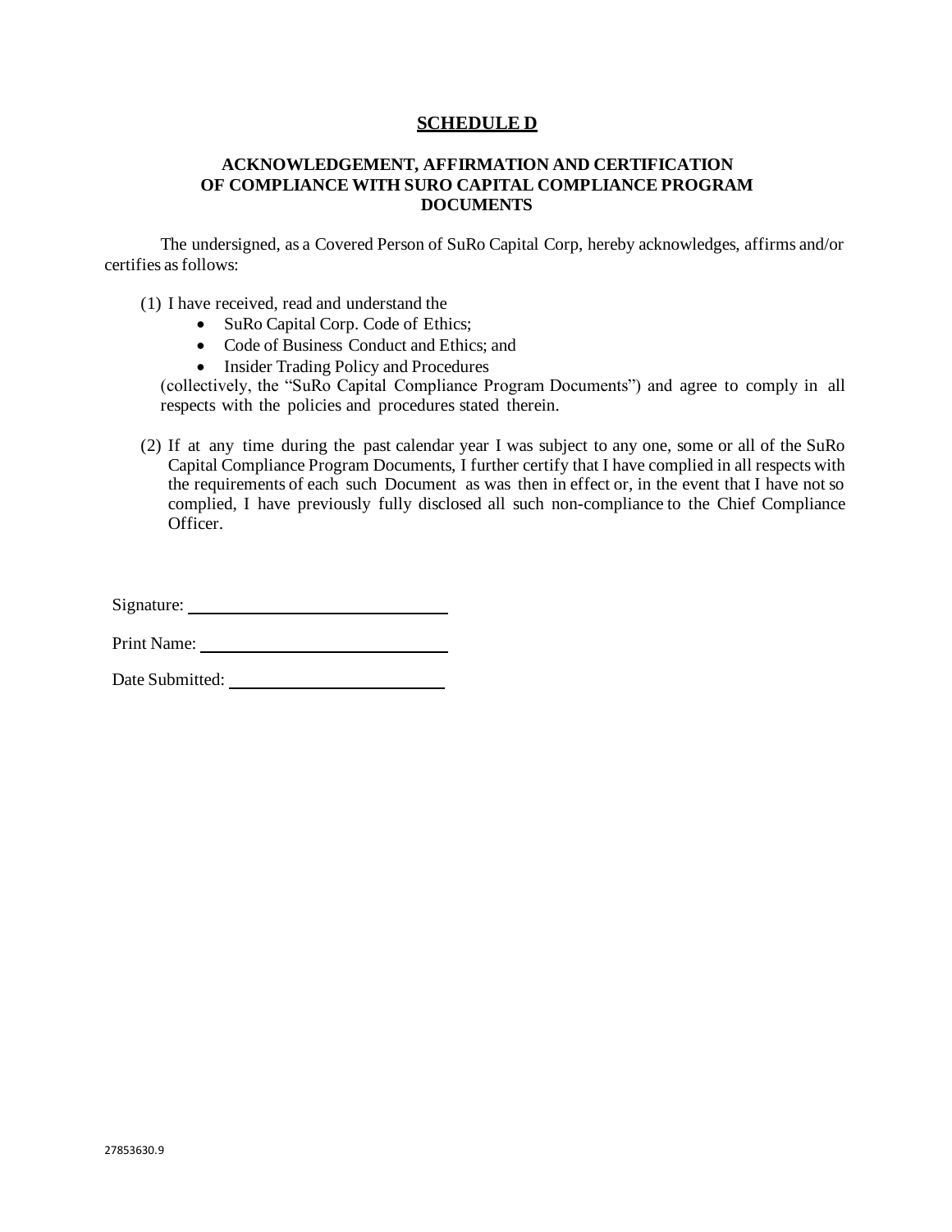# SCHEDULE D

## ACKNOWLEDGEMENT, AFFIRMATION AND CERTIFICATION OF COMPLIANCE WITH SURO CAPITAL COMPLIANCE PROGRAM DOCUMENTS

The undersigned, as a Covered Person of SuRo Capital Corp, hereby acknowledges, affirms and/or certifies as follows:

(1) I have received, read and understand the

- SuRo Capital Corp. Code of Ethics;
- Code of Business Conduct and Ethics; and
- Insider Trading Policy and Procedures

(collectively, the "SuRo Capital Compliance Program Documents") and agree to comply in all respects with the policies and procedures stated therein.

(2) If at any time during the past calendar year I was subject to any one, some or all of the SuRo Capital Compliance Program Documents, I further certify that I have complied in all respects with the requirements of each such Document as was then in effect or, in the event that I have not so complied, I have previously fully disclosed all such non-compliance to the Chief Compliance Officer.

Signature: ______________________________

Print Name: ______________________________

Date Submitted: __________________________

27853630.9